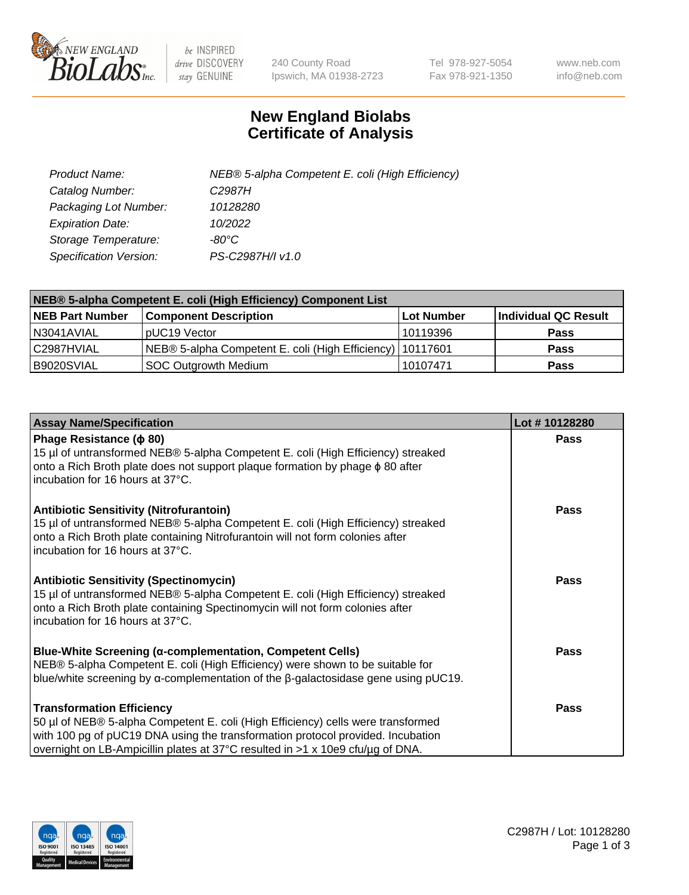# New England Biolabs Certificate of Analysis

| | |
|---|---|
| *Product Name:* | *NEB® 5-alpha Competent E. coli (High Efficiency)* |
| *Catalog Number:* | *C2987H* |
| *Packaging Lot Number:* | *10128280* |
| *Expiration Date:* | *10/2022* |
| *Storage Temperature:* | *-80°C* |
| *Specification Version:* | *PS-C2987H/I v1.0* |

**NEB® 5-alpha Competent E. coli (High Efficiency) Component List**

| NEB Part Number | Component Description | Lot Number | Individual QC Result |
|---|---|---|---|
| N3041AVIAL | pUC19 Vector | 10119396 | **Pass** |
| C2987HVIAL | NEB® 5-alpha Competent E. coli (High Efficiency) | 10117601 | **Pass** |
| B9020SVIAL | SOC Outgrowth Medium | 10107471 | **Pass** |

| Assay Name/Specification | Lot # 10128280 |
|---|---|
| **Phage Resistance (ϕ 80)**<br>15 µl of untransformed NEB® 5-alpha Competent E. coli (High Efficiency) streaked onto a Rich Broth plate does not support plaque formation by phage ϕ 80 after incubation for 16 hours at 37°C. | **Pass** |
| **Antibiotic Sensitivity (Nitrofurantoin)**<br>15 µl of untransformed NEB® 5-alpha Competent E. coli (High Efficiency) streaked onto a Rich Broth plate containing Nitrofurantoin will not form colonies after incubation for 16 hours at 37°C. | **Pass** |
| **Antibiotic Sensitivity (Spectinomycin)**<br>15 µl of untransformed NEB® 5-alpha Competent E. coli (High Efficiency) streaked onto a Rich Broth plate containing Spectinomycin will not form colonies after incubation for 16 hours at 37°C. | **Pass** |
| **Blue-White Screening (α-complementation, Competent Cells)**<br>NEB® 5-alpha Competent E. coli (High Efficiency) were shown to be suitable for blue/white screening by α-complementation of the β-galactosidase gene using pUC19. | **Pass** |
| **Transformation Efficiency**<br>50 µl of NEB® 5-alpha Competent E. coli (High Efficiency) cells were transformed with 100 pg of pUC19 DNA using the transformation protocol provided. Incubation overnight on LB-Ampicillin plates at 37°C resulted in >1 x 10e9 cfu/µg of DNA. | **Pass** |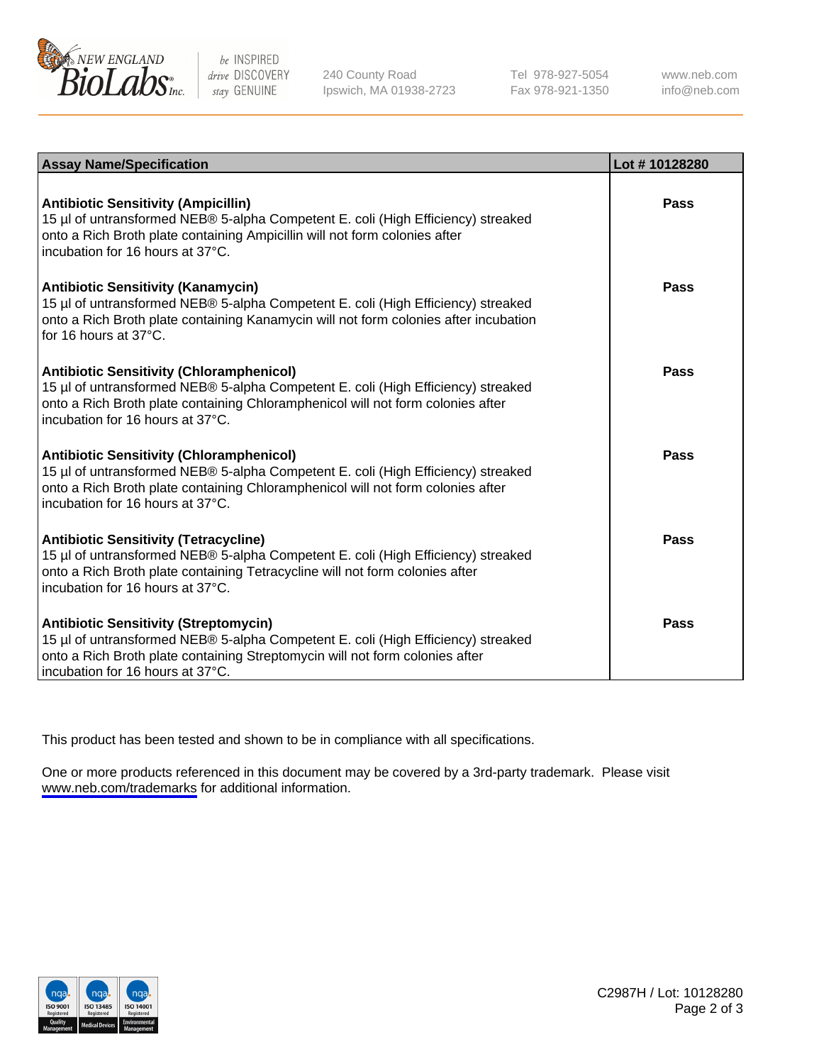| Assay Name/Specification | Lot # 10128280 |
|---|---|
| **Antibiotic Sensitivity (Ampicillin)**<br>15 µl of untransformed NEB® 5-alpha Competent E. coli (High Efficiency) streaked onto a Rich Broth plate containing Ampicillin will not form colonies after incubation for 16 hours at 37°C. | **Pass** |
| **Antibiotic Sensitivity (Kanamycin)**<br>15 µl of untransformed NEB® 5-alpha Competent E. coli (High Efficiency) streaked onto a Rich Broth plate containing Kanamycin will not form colonies after incubation for 16 hours at 37°C. | **Pass** |
| **Antibiotic Sensitivity (Chloramphenicol)**<br>15 µl of untransformed NEB® 5-alpha Competent E. coli (High Efficiency) streaked onto a Rich Broth plate containing Chloramphenicol will not form colonies after incubation for 16 hours at 37°C. | **Pass** |
| **Antibiotic Sensitivity (Chloramphenicol)**<br>15 µl of untransformed NEB® 5-alpha Competent E. coli (High Efficiency) streaked onto a Rich Broth plate containing Chloramphenicol will not form colonies after incubation for 16 hours at 37°C. | **Pass** |
| **Antibiotic Sensitivity (Tetracycline)**<br>15 µl of untransformed NEB® 5-alpha Competent E. coli (High Efficiency) streaked onto a Rich Broth plate containing Tetracycline will not form colonies after incubation for 16 hours at 37°C. | **Pass** |
| **Antibiotic Sensitivity (Streptomycin)**<br>15 µl of untransformed NEB® 5-alpha Competent E. coli (High Efficiency) streaked onto a Rich Broth plate containing Streptomycin will not form colonies after incubation for 16 hours at 37°C. | **Pass** |

This product has been tested and shown to be in compliance with all specifications.

One or more products referenced in this document may be covered by a 3rd-party trademark. Please visit www.neb.com/trademarks for additional information.

C2987H / Lot: 10128280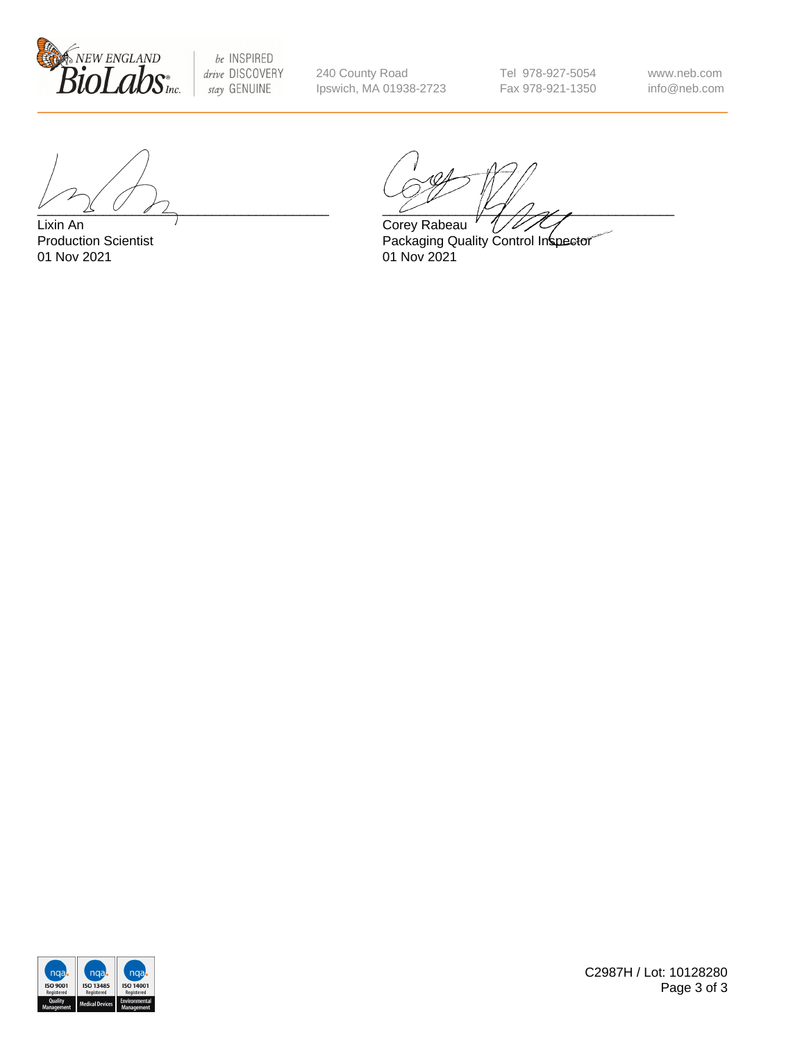Lixin An
Production Scientist
01 Nov 2021

Corey Rabeau
Packaging Quality Control Inspector
01 Nov 2021

C2987H / Lot: 10128280